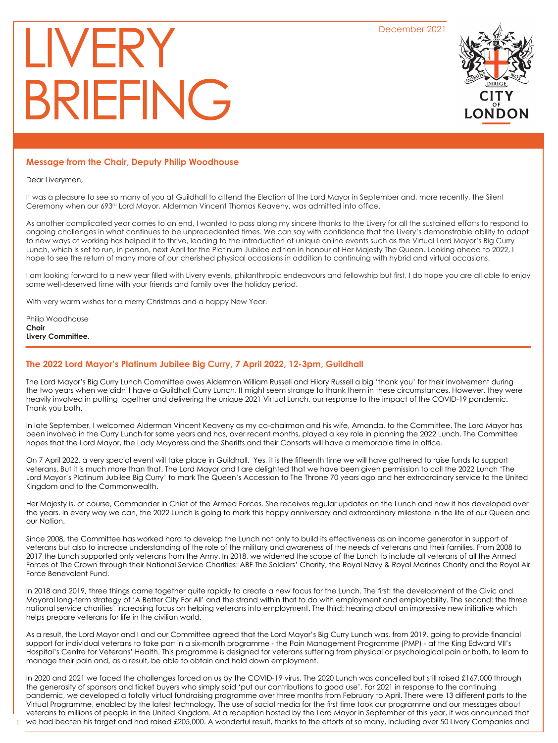December 2021

# LIVERY BRIEFING

## Message from the Chair, Deputy Philip Woodhouse

Dear Liverymen,

It was a pleasure to see so many of you at Guildhall to attend the Election of the Lord Mayor in September and, more recently, the Silent Ceremony when our 693rd Lord Mayor, Alderman Vincent Thomas Keaveny, was admitted into office.

As another complicated year comes to an end, I wanted to pass along my sincere thanks to the Livery for all the sustained efforts to respond to ongoing challenges in what continues to be unprecedented times. We can say with confidence that the Livery's demonstrable ability to adapt to new ways of working has helped it to thrive, leading to the introduction of unique online events such as the Virtual Lord Mayor's Big Curry Lunch, which is set to run, in person, next April for the Platinum Jubilee edition in honour of Her Majesty The Queen. Looking ahead to 2022, I hope to see the return of many more of our cherished physical occasions in addition to continuing with hybrid and virtual occasions.

I am looking forward to a new year filled with Livery events, philanthropic endeavours and fellowship but first, I do hope you are all able to enjoy some well-deserved time with your friends and family over the holiday period.

With very warm wishes for a merry Christmas and a happy New Year.

Philip Woodhouse
**Chair**
**Livery Committee.**

## The 2022 Lord Mayor's Platinum Jubilee Big Curry, 7 April 2022, 12-3pm, Guildhall

The Lord Mayor's Big Curry Lunch Committee owes Alderman William Russell and Hilary Russell a big 'thank you' for their involvement during the two years when we didn't have a Guildhall Curry Lunch. It might seem strange to thank them in these circumstances. However, they were heavily involved in putting together and delivering the unique 2021 Virtual Lunch, our response to the impact of the COVID-19 pandemic. Thank you both.

In late September, I welcomed Alderman Vincent Keaveny as my co-chairman and his wife, Amanda, to the Committee. The Lord Mayor has been involved in the Curry Lunch for some years and has, over recent months, played a key role in planning the 2022 Lunch. The Committee hopes that the Lord Mayor, the Lady Mayoress and the Sheriffs and their Consorts will have a memorable time in office.

On 7 April 2022, a very special event will take place in Guildhall. Yes, it is the fifteenth time we will have gathered to raise funds to support veterans. But it is much more than that. The Lord Mayor and I are delighted that we have been given permission to call the 2022 Lunch 'The Lord Mayor's Platinum Jubilee Big Curry' to mark The Queen's Accession to The Throne 70 years ago and her extraordinary service to the United Kingdom and to the Commonwealth.

Her Majesty is, of course, Commander in Chief of the Armed Forces. She receives regular updates on the Lunch and how it has developed over the years. In every way we can, the 2022 Lunch is going to mark this happy anniversary and extraordinary milestone in the life of our Queen and our Nation.

Since 2008, the Committee has worked hard to develop the Lunch not only to build its effectiveness as an income generator in support of veterans but also to increase understanding of the role of the military and awareness of the needs of veterans and their families. From 2008 to 2017 the Lunch supported only veterans from the Army. In 2018, we widened the scope of the Lunch to include all veterans of all the Armed Forces of The Crown through their National Service Charities: ABF The Soldiers' Charity, the Royal Navy & Royal Marines Charity and the Royal Air Force Benevolent Fund.

In 2018 and 2019, three things came together quite rapidly to create a new focus for the Lunch. The first: the development of the Civic and Mayoral long-term strategy of 'A Better City For All' and the strand within that to do with employment and employability. The second: the three national service charities' increasing focus on helping veterans into employment. The third: hearing about an impressive new initiative which helps prepare veterans for life in the civilian world.

As a result, the Lord Mayor and I and our Committee agreed that the Lord Mayor's Big Curry Lunch was, from 2019, going to provide financial support for individual veterans to take part in a six-month programme - the Pain Management Programme (PMP) - at the King Edward VII's Hospital's Centre for Veterans' Health. This programme is designed for veterans suffering from physical or psychological pain or both, to learn to manage their pain and, as a result, be able to obtain and hold down employment.

In 2020 and 2021 we faced the challenges forced on us by the COVID-19 virus. The 2020 Lunch was cancelled but still raised £167,000 through the generosity of sponsors and ticket buyers who simply said 'put our contributions to good use'. For 2021 in response to the continuing pandemic, we developed a totally virtual fundraising programme over three months from February to April. There were 13 different parts to the Virtual Programme, enabled by the latest technology. The use of social media for the first time took our programme and our messages about veterans to millions of people in the United Kingdom. At a reception hosted by the Lord Mayor in September of this year, it was announced that we had beaten his target and had raised £205,000. A wonderful result, thanks to the efforts of so many, including over 50 Livery Companies and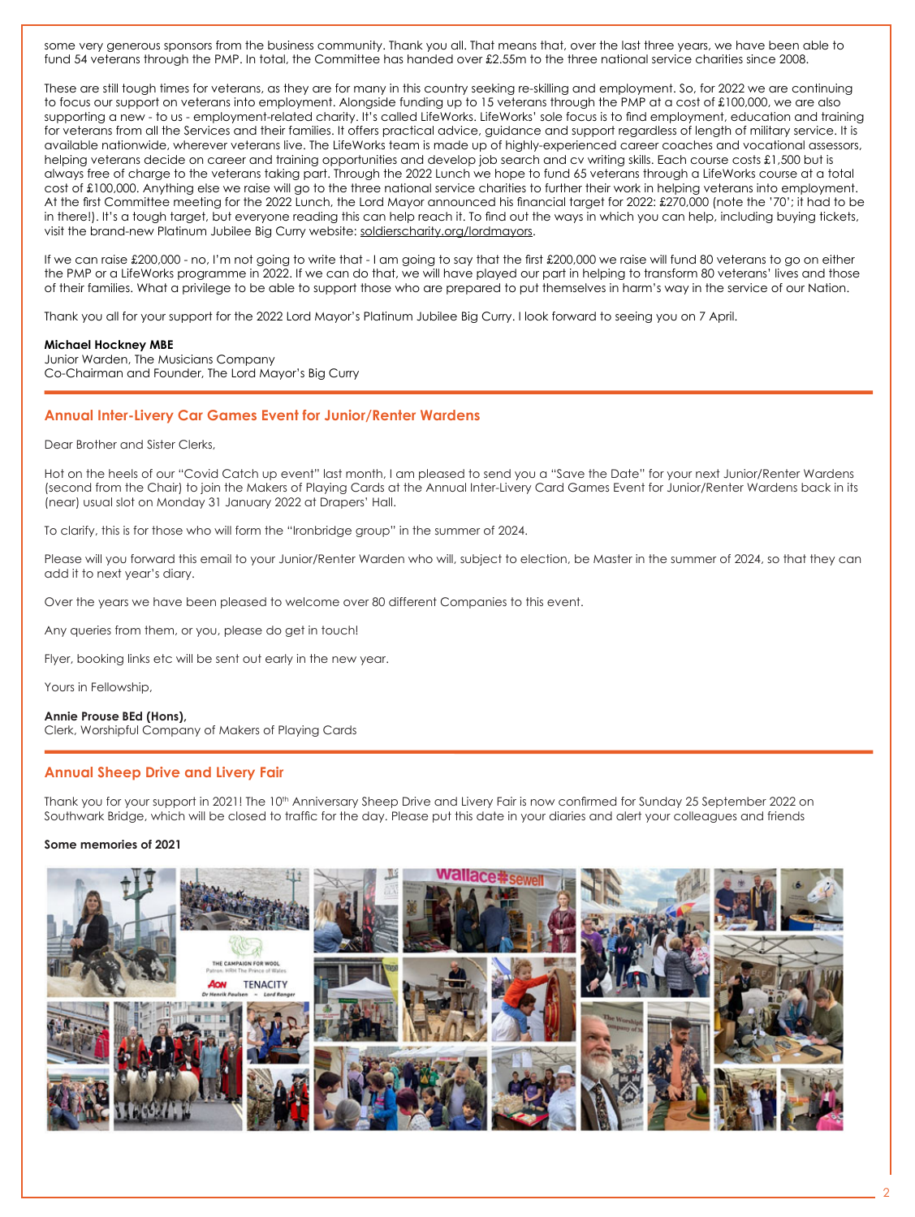some very generous sponsors from the business community. Thank you all. That means that, over the last three years, we have been able to fund 54 veterans through the PMP. In total, the Committee has handed over £2.55m to the three national service charities since 2008.

These are still tough times for veterans, as they are for many in this country seeking re-skilling and employment. So, for 2022 we are continuing to focus our support on veterans into employment. Alongside funding up to 15 veterans through the PMP at a cost of £100,000, we are also supporting a new - to us - employment-related charity. It's called LifeWorks. LifeWorks' sole focus is to find employment, education and training for veterans from all the Services and their families. It offers practical advice, guidance and support regardless of length of military service. It is available nationwide, wherever veterans live. The LifeWorks team is made up of highly-experienced career coaches and vocational assessors, helping veterans decide on career and training opportunities and develop job search and cv writing skills. Each course costs £1,500 but is always free of charge to the veterans taking part. Through the 2022 Lunch we hope to fund 65 veterans through a LifeWorks course at a total cost of £100,000. Anything else we raise will go to the three national service charities to further their work in helping veterans into employment. At the first Committee meeting for the 2022 Lunch, the Lord Mayor announced his financial target for 2022: £270,000 (note the '70'; it had to be in there!). It's a tough target, but everyone reading this can help reach it. To find out the ways in which you can help, including buying tickets, visit the brand-new Platinum Jubilee Big Curry website: soldierscharity.org/lordmayors.

If we can raise £200,000 - no, I'm not going to write that - I am going to say that the first £200,000 we raise will fund 80 veterans to go on either the PMP or a LifeWorks programme in 2022. If we can do that, we will have played our part in helping to transform 80 veterans' lives and those of their families. What a privilege to be able to support those who are prepared to put themselves in harm's way in the service of our Nation.

Thank you all for your support for the 2022 Lord Mayor's Platinum Jubilee Big Curry. I look forward to seeing you on 7 April.

**Michael Hockney MBE**
Junior Warden, The Musicians Company
Co-Chairman and Founder, The Lord Mayor's Big Curry

## Annual Inter-Livery Car Games Event for Junior/Renter Wardens

Dear Brother and Sister Clerks,

Hot on the heels of our "Covid Catch up event" last month, I am pleased to send you a "Save the Date" for your next Junior/Renter Wardens (second from the Chair) to join the Makers of Playing Cards at the Annual Inter-Livery Card Games Event for Junior/Renter Wardens back in its (near) usual slot on Monday 31 January 2022 at Drapers' Hall.

To clarify, this is for those who will form the "Ironbridge group" in the summer of 2024.

Please will you forward this email to your Junior/Renter Warden who will, subject to election, be Master in the summer of 2024, so that they can add it to next year's diary.

Over the years we have been pleased to welcome over 80 different Companies to this event.

Any queries from them, or you, please do get in touch!

Flyer, booking links etc will be sent out early in the new year.

Yours in Fellowship,

**Annie Prouse BEd (Hons),**
Clerk, Worshipful Company of Makers of Playing Cards

## Annual Sheep Drive and Livery Fair

Thank you for your support in 2021! The 10th Anniversary Sheep Drive and Livery Fair is now confirmed for Sunday 25 September 2022 on Southwark Bridge, which will be closed to traffic for the day. Please put this date in your diaries and alert your colleagues and friends

**Some memories of 2021**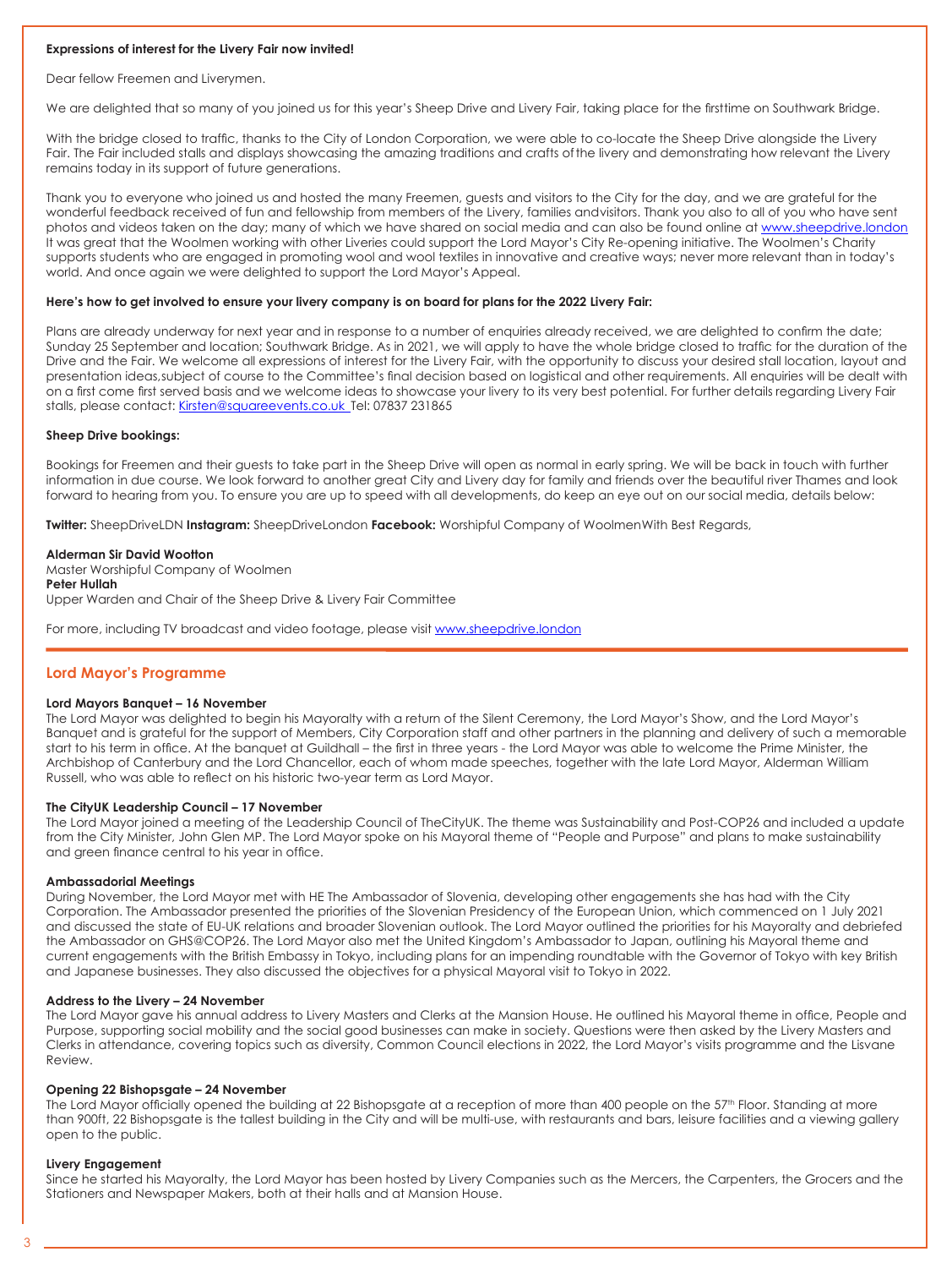**Expressions of interest for the Livery Fair now invited!**

Dear fellow Freemen and Liverymen.

We are delighted that so many of you joined us for this year's Sheep Drive and Livery Fair, taking place for the firsttime on Southwark Bridge.

With the bridge closed to traffic, thanks to the City of London Corporation, we were able to co-locate the Sheep Drive alongside the Livery Fair. The Fair included stalls and displays showcasing the amazing traditions and crafts ofthe livery and demonstrating how relevant the Livery remains today in its support of future generations.

Thank you to everyone who joined us and hosted the many Freemen, guests and visitors to the City for the day, and we are grateful for the wonderful feedback received of fun and fellowship from members of the Livery, families andvisitors. Thank you also to all of you who have sent photos and videos taken on the day; many of which we have shared on social media and can also be found online at www.sheepdrive.london It was great that the Woolmen working with other Liveries could support the Lord Mayor's City Re-opening initiative. The Woolmen's Charity supports students who are engaged in promoting wool and wool textiles in innovative and creative ways; never more relevant than in today's world. And once again we were delighted to support the Lord Mayor's Appeal.

**Here's how to get involved to ensure your livery company is on board for plans for the 2022 Livery Fair:**

Plans are already underway for next year and in response to a number of enquiries already received, we are delighted to confirm the date; Sunday 25 September and location; Southwark Bridge. As in 2021, we will apply to have the whole bridge closed to traffic for the duration of the Drive and the Fair. We welcome all expressions of interest for the Livery Fair, with the opportunity to discuss your desired stall location, layout and presentation ideas,subject of course to the Committee's final decision based on logistical and other requirements. All enquiries will be dealt with on a first come first served basis and we welcome ideas to showcase your livery to its very best potential. For further details regarding Livery Fair stalls, please contact: Kirsten@squareevents.co.uk Tel: 07837 231865

**Sheep Drive bookings:**

Bookings for Freemen and their guests to take part in the Sheep Drive will open as normal in early spring. We will be back in touch with further information in due course. We look forward to another great City and Livery day for family and friends over the beautiful river Thames and look forward to hearing from you. To ensure you are up to speed with all developments, do keep an eye out on our social media, details below:

**Twitter:** SheepDriveLDN **Instagram:** SheepDriveLondon **Facebook:** Worshipful Company of WoolmenWith Best Regards,

**Alderman Sir David Wootton**
Master Worshipful Company of Woolmen
**Peter Hullah**
Upper Warden and Chair of the Sheep Drive & Livery Fair Committee

For more, including TV broadcast and video footage, please visit www.sheepdrive.london

## Lord Mayor's Programme

**Lord Mayors Banquet – 16 November**
The Lord Mayor was delighted to begin his Mayoralty with a return of the Silent Ceremony, the Lord Mayor's Show, and the Lord Mayor's Banquet and is grateful for the support of Members, City Corporation staff and other partners in the planning and delivery of such a memorable start to his term in office. At the banquet at Guildhall – the first in three years - the Lord Mayor was able to welcome the Prime Minister, the Archbishop of Canterbury and the Lord Chancellor, each of whom made speeches, together with the late Lord Mayor, Alderman William Russell, who was able to reflect on his historic two-year term as Lord Mayor.

**The CityUK Leadership Council – 17 November**
The Lord Mayor joined a meeting of the Leadership Council of TheCityUK. The theme was Sustainability and Post-COP26 and included a update from the City Minister, John Glen MP. The Lord Mayor spoke on his Mayoral theme of "People and Purpose" and plans to make sustainability and green finance central to his year in office.

**Ambassadorial Meetings**
During November, the Lord Mayor met with HE The Ambassador of Slovenia, developing other engagements she has had with the City Corporation. The Ambassador presented the priorities of the Slovenian Presidency of the European Union, which commenced on 1 July 2021 and discussed the state of EU-UK relations and broader Slovenian outlook. The Lord Mayor outlined the priorities for his Mayoralty and debriefed the Ambassador on GHS@COP26. The Lord Mayor also met the United Kingdom's Ambassador to Japan, outlining his Mayoral theme and current engagements with the British Embassy in Tokyo, including plans for an impending roundtable with the Governor of Tokyo with key British and Japanese businesses. They also discussed the objectives for a physical Mayoral visit to Tokyo in 2022.

**Address to the Livery – 24 November**
The Lord Mayor gave his annual address to Livery Masters and Clerks at the Mansion House. He outlined his Mayoral theme in office, People and Purpose, supporting social mobility and the social good businesses can make in society. Questions were then asked by the Livery Masters and Clerks in attendance, covering topics such as diversity, Common Council elections in 2022, the Lord Mayor's visits programme and the Lisvane Review.

**Opening 22 Bishopsgate – 24 November**
The Lord Mayor officially opened the building at 22 Bishopsgate at a reception of more than 400 people on the 57th Floor. Standing at more than 900ft, 22 Bishopsgate is the tallest building in the City and will be multi-use, with restaurants and bars, leisure facilities and a viewing gallery open to the public.

**Livery Engagement**
Since he started his Mayoralty, the Lord Mayor has been hosted by Livery Companies such as the Mercers, the Carpenters, the Grocers and the Stationers and Newspaper Makers, both at their halls and at Mansion House.